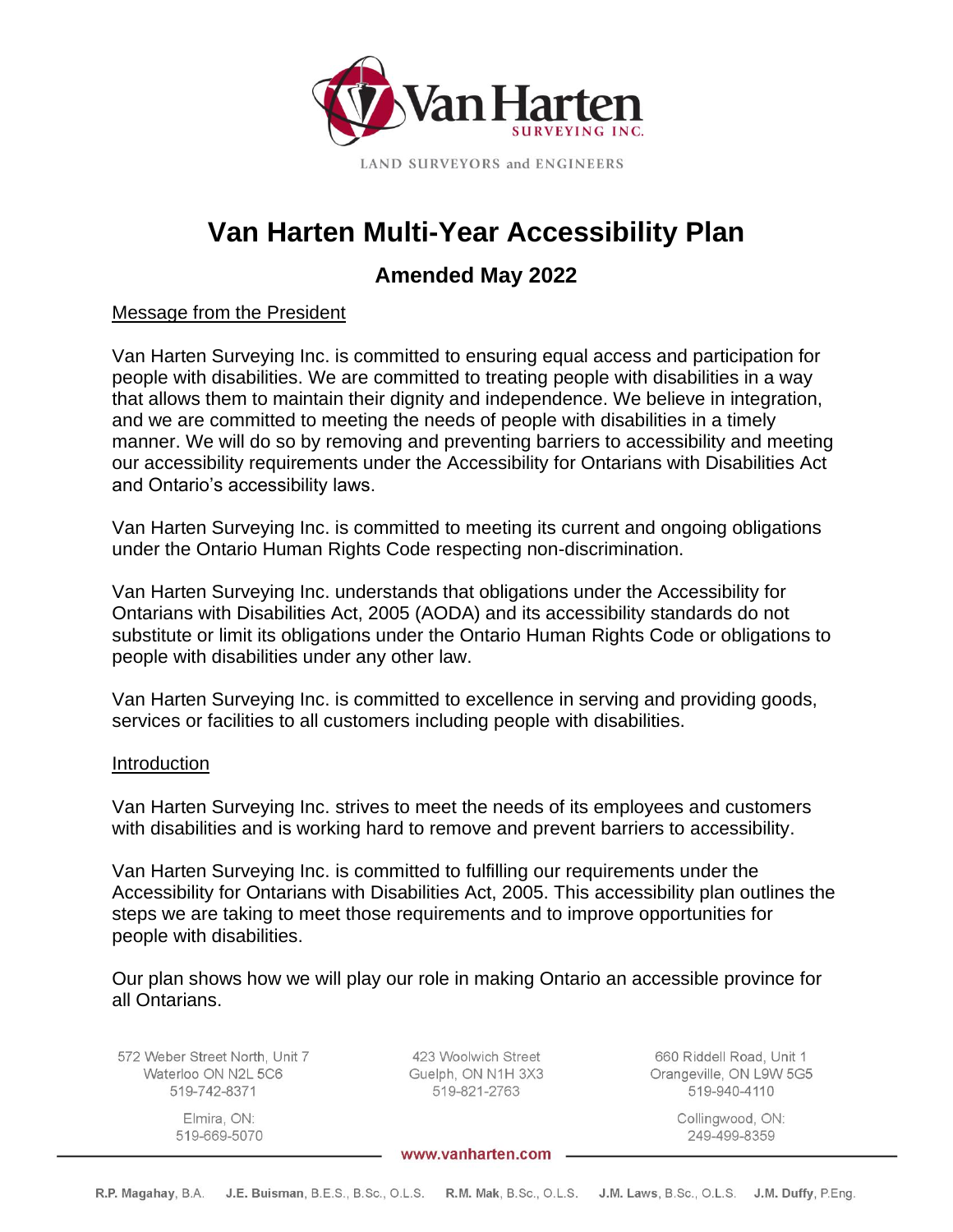# Van Harten Multi-Year Accessibility Plan

## Amended May 2022

Message from the President

Van Harten Surveying Inc. is committed to ensuring equal access and participation for people with disabilities. We are committed to treating people with disabilities in a way that allows them to maintain their dignity and independence. We believe in integration, and we are committed to meeting the needs of people with disabilities in a timely manner. We will do so by removing and preventing barriers to accessibility and meeting our accessibility requirements under the Accessibility for Ontarians with Disabilities Act and Ontario's accessibility laws.

Van Harten Surveying Inc. is committed to meeting its current and ongoing obligations under the Ontario Human Rights Code respecting non-discrimination.

Van Harten Surveying Inc. understands that obligations under the Accessibility for Ontarians with Disabilities Act, 2005 (AODA) and its accessibility standards do not substitute or limit its obligations under the Ontario Human Rights Code or obligations to people with disabilities under any other law.

Van Harten Surveying Inc. is committed to excellence in serving and providing goods, services or facilities to all customers including people with disabilities.

Introduction

Van Harten Surveying Inc. strives to meet the needs of its employees and customers with disabilities and is working hard to remove and prevent barriers to accessibility.

Van Harten Surveying Inc. is committed to fulfilling our requirements under the Accessibility for Ontarians with Disabilities Act, 2005. This accessibility plan outlines the steps we are taking to meet those requirements and to improve opportunities for people with disabilities.

Our plan shows how we will play our role in making Ontario an accessible province for all Ontarians.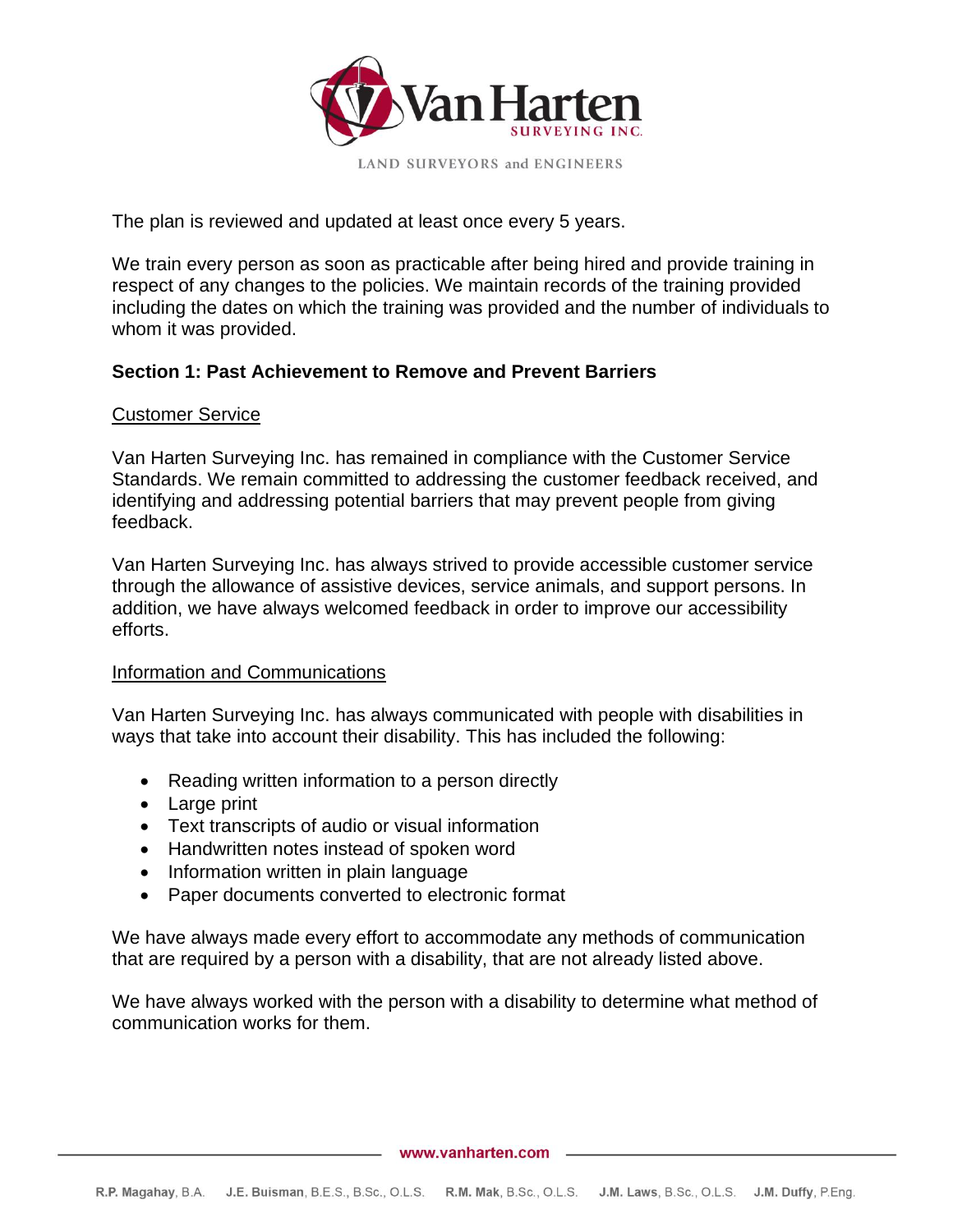The plan is reviewed and updated at least once every 5 years.

We train every person as soon as practicable after being hired and provide training in respect of any changes to the policies. We maintain records of the training provided including the dates on which the training was provided and the number of individuals to whom it was provided.

## Section 1: Past Achievement to Remove and Prevent Barriers

### Customer Service

Van Harten Surveying Inc. has remained in compliance with the Customer Service Standards. We remain committed to addressing the customer feedback received, and identifying and addressing potential barriers that may prevent people from giving feedback.

Van Harten Surveying Inc. has always strived to provide accessible customer service through the allowance of assistive devices, service animals, and support persons. In addition, we have always welcomed feedback in order to improve our accessibility efforts.

### Information and Communications

Van Harten Surveying Inc. has always communicated with people with disabilities in ways that take into account their disability. This has included the following:

- Reading written information to a person directly
- Large print
- Text transcripts of audio or visual information
- Handwritten notes instead of spoken word
- Information written in plain language
- Paper documents converted to electronic format

We have always made every effort to accommodate any methods of communication that are required by a person with a disability, that are not already listed above.

We have always worked with the person with a disability to determine what method of communication works for them.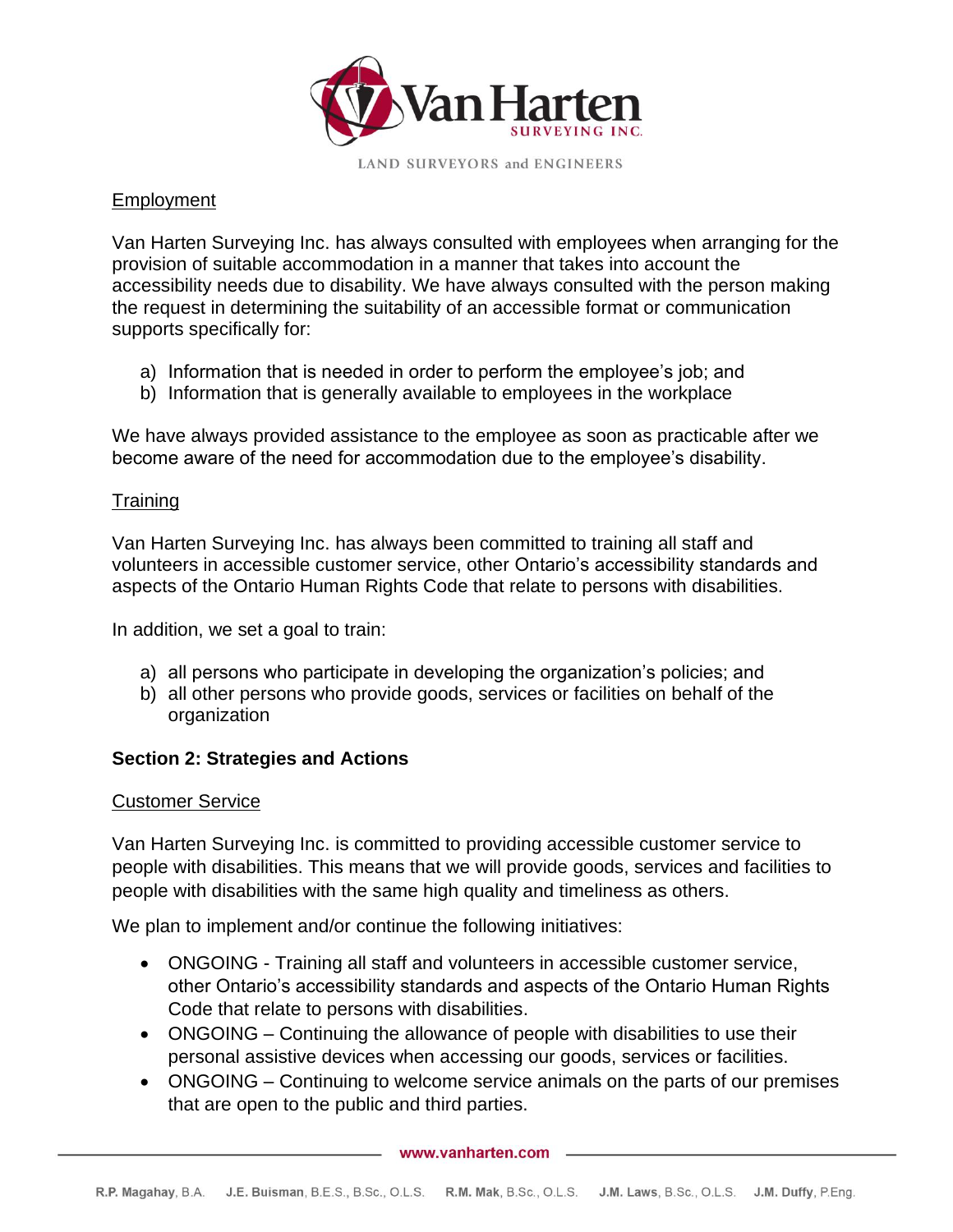Employment

Van Harten Surveying Inc. has always consulted with employees when arranging for the provision of suitable accommodation in a manner that takes into account the accessibility needs due to disability. We have always consulted with the person making the request in determining the suitability of an accessible format or communication supports specifically for:

a) Information that is needed in order to perform the employee's job; and
b) Information that is generally available to employees in the workplace

We have always provided assistance to the employee as soon as practicable after we become aware of the need for accommodation due to the employee's disability.

Training

Van Harten Surveying Inc. has always been committed to training all staff and volunteers in accessible customer service, other Ontario's accessibility standards and aspects of the Ontario Human Rights Code that relate to persons with disabilities.

In addition, we set a goal to train:

a) all persons who participate in developing the organization's policies; and
b) all other persons who provide goods, services or facilities on behalf of the organization

**Section 2: Strategies and Actions**

Customer Service

Van Harten Surveying Inc. is committed to providing accessible customer service to people with disabilities. This means that we will provide goods, services and facilities to people with disabilities with the same high quality and timeliness as others.

We plan to implement and/or continue the following initiatives:

- ONGOING - Training all staff and volunteers in accessible customer service, other Ontario's accessibility standards and aspects of the Ontario Human Rights Code that relate to persons with disabilities.
- ONGOING – Continuing the allowance of people with disabilities to use their personal assistive devices when accessing our goods, services or facilities.
- ONGOING – Continuing to welcome service animals on the parts of our premises that are open to the public and third parties.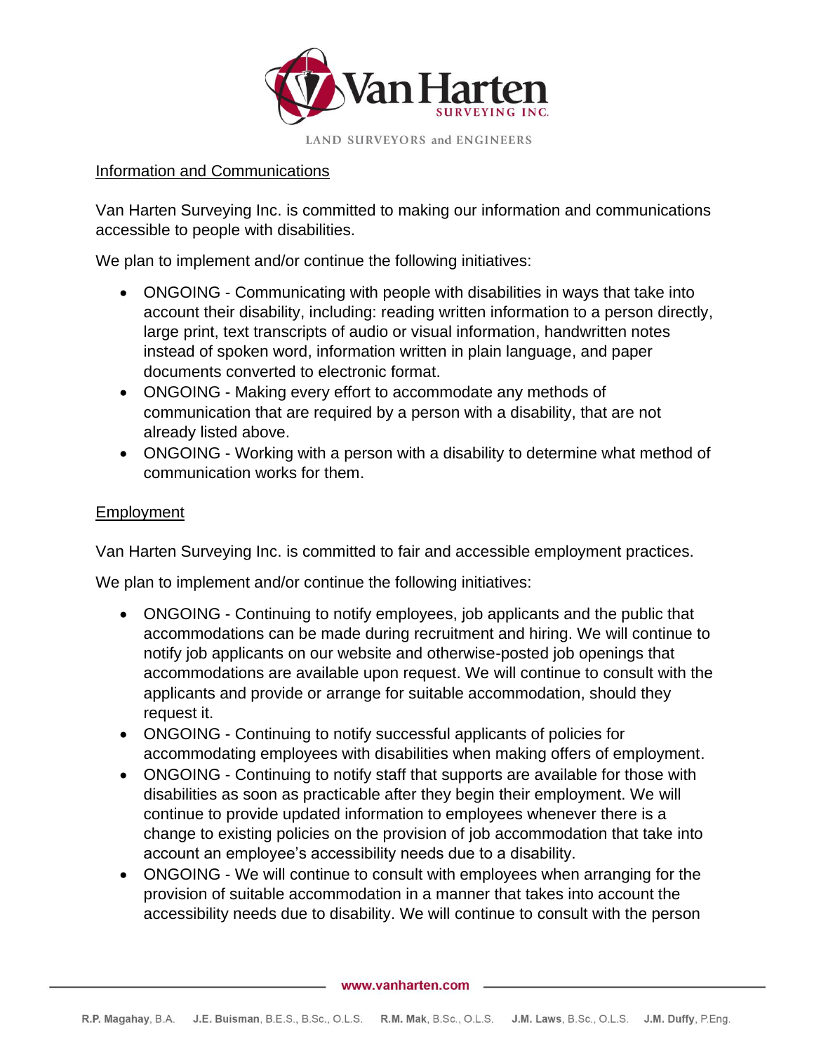## Information and Communications

Van Harten Surveying Inc. is committed to making our information and communications accessible to people with disabilities.

We plan to implement and/or continue the following initiatives:

- ONGOING - Communicating with people with disabilities in ways that take into account their disability, including: reading written information to a person directly, large print, text transcripts of audio or visual information, handwritten notes instead of spoken word, information written in plain language, and paper documents converted to electronic format.
- ONGOING - Making every effort to accommodate any methods of communication that are required by a person with a disability, that are not already listed above.
- ONGOING - Working with a person with a disability to determine what method of communication works for them.

## Employment

Van Harten Surveying Inc. is committed to fair and accessible employment practices.

We plan to implement and/or continue the following initiatives:

- ONGOING - Continuing to notify employees, job applicants and the public that accommodations can be made during recruitment and hiring. We will continue to notify job applicants on our website and otherwise-posted job openings that accommodations are available upon request. We will continue to consult with the applicants and provide or arrange for suitable accommodation, should they request it.
- ONGOING - Continuing to notify successful applicants of policies for accommodating employees with disabilities when making offers of employment.
- ONGOING - Continuing to notify staff that supports are available for those with disabilities as soon as practicable after they begin their employment. We will continue to provide updated information to employees whenever there is a change to existing policies on the provision of job accommodation that take into account an employee's accessibility needs due to a disability.
- ONGOING - We will continue to consult with employees when arranging for the provision of suitable accommodation in a manner that takes into account the accessibility needs due to disability. We will continue to consult with the person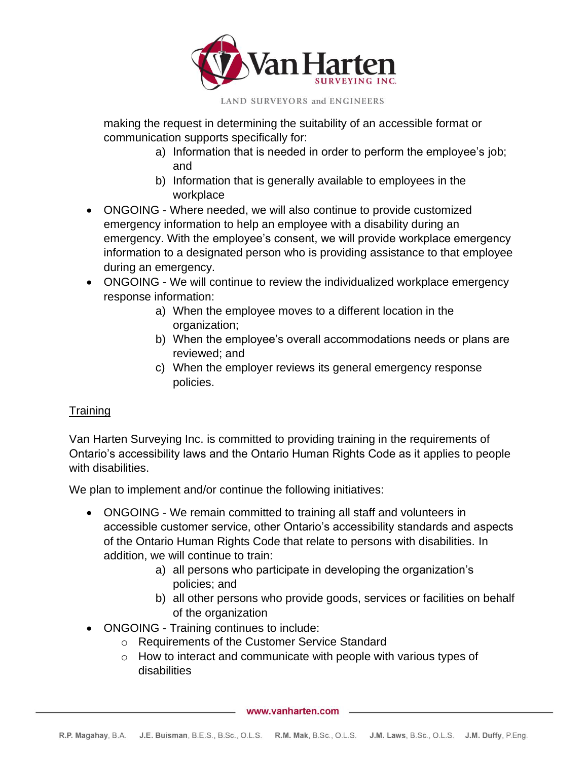making the request in determining the suitability of an accessible format or communication supports specifically for:

   a) Information that is needed in order to perform the employee's job; and
   b) Information that is generally available to employees in the workplace

- ONGOING - Where needed, we will also continue to provide customized emergency information to help an employee with a disability during an emergency. With the employee's consent, we will provide workplace emergency information to a designated person who is providing assistance to that employee during an emergency.
- ONGOING - We will continue to review the individualized workplace emergency response information:
   a) When the employee moves to a different location in the organization;
   b) When the employee's overall accommodations needs or plans are reviewed; and
   c) When the employer reviews its general emergency response policies.

<u>Training</u>

Van Harten Surveying Inc. is committed to providing training in the requirements of Ontario's accessibility laws and the Ontario Human Rights Code as it applies to people with disabilities.

We plan to implement and/or continue the following initiatives:

- ONGOING - We remain committed to training all staff and volunteers in accessible customer service, other Ontario's accessibility standards and aspects of the Ontario Human Rights Code that relate to persons with disabilities. In addition, we will continue to train:
   a) all persons who participate in developing the organization's policies; and
   b) all other persons who provide goods, services or facilities on behalf of the organization
- ONGOING - Training continues to include:
   - Requirements of the Customer Service Standard
   - How to interact and communicate with people with various types of disabilities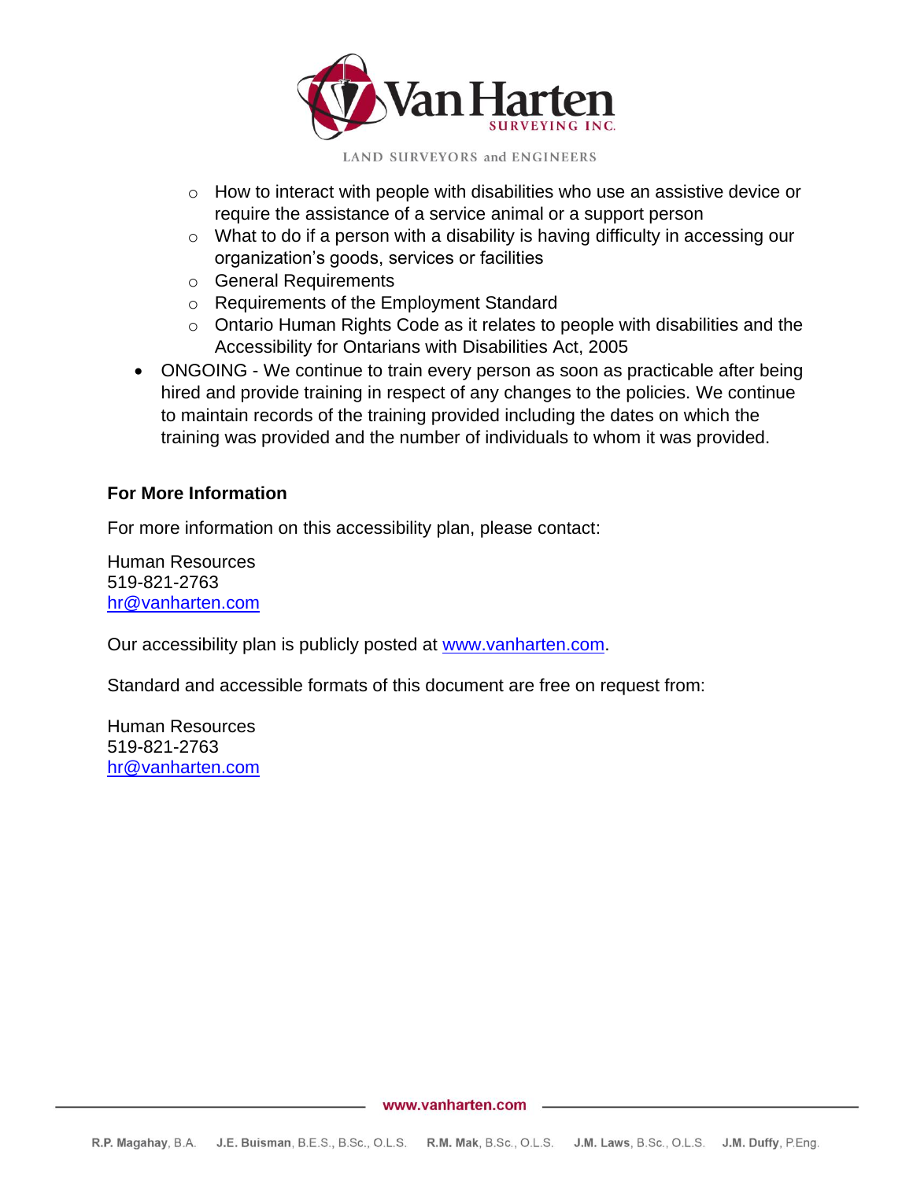- How to interact with people with disabilities who use an assistive device or require the assistance of a service animal or a support person
  - What to do if a person with a disability is having difficulty in accessing our organization's goods, services or facilities
  - General Requirements
  - Requirements of the Employment Standard
  - Ontario Human Rights Code as it relates to people with disabilities and the Accessibility for Ontarians with Disabilities Act, 2005
- ONGOING - We continue to train every person as soon as practicable after being hired and provide training in respect of any changes to the policies. We continue to maintain records of the training provided including the dates on which the training was provided and the number of individuals to whom it was provided.

**For More Information**

For more information on this accessibility plan, please contact:

Human Resources
519-821-2763
hr@vanharten.com

Our accessibility plan is publicly posted at www.vanharten.com.

Standard and accessible formats of this document are free on request from:

Human Resources
519-821-2763
hr@vanharten.com